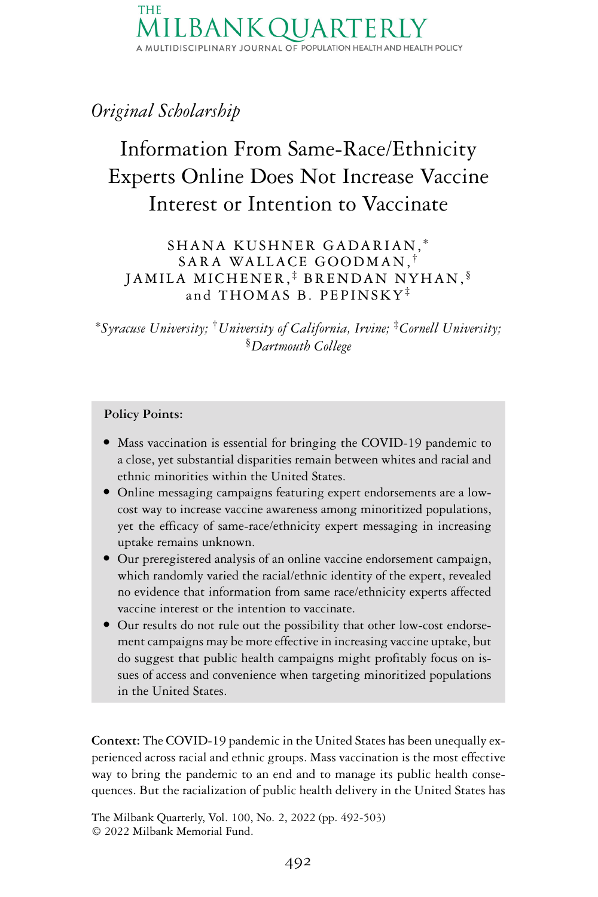THE MILBANK QUARTERLY

A MULTIDISCIPLINARY JOURNAL OF POPULATION HEALTH AND HEALTH POLICY

*Original Scholarship*

# Information From Same-Race/Ethnicity Experts Online Does Not Increase Vaccine Interest or Intention to Vaccinate

SHANA KUSHNER GADARIAN,[*] SARA WALLACE GOODMAN,[†] JAMILA MICHENER,[‡] BRENDAN NYHAN,[§] and THOMAS B. PEPINSKY[‡]

[*]*Syracuse University;* [†]*University of California, Irvine;* [‡]*Cornell University;* [§]*Dartmouth College*

**Policy Points:**

- Mass vaccination is essential for bringing the COVID-19 pandemic to a close, yet substantial disparities remain between whites and racial and ethnic minorities within the United States.
- Online messaging campaigns featuring expert endorsements are a low-cost way to increase vaccine awareness among minoritized populations, yet the efficacy of same-race/ethnicity expert messaging in increasing uptake remains unknown.
- Our preregistered analysis of an online vaccine endorsement campaign, which randomly varied the racial/ethnic identity of the expert, revealed no evidence that information from same race/ethnicity experts affected vaccine interest or the intention to vaccinate.
- Our results do not rule out the possibility that other low-cost endorsement campaigns may be more effective in increasing vaccine uptake, but do suggest that public health campaigns might profitably focus on issues of access and convenience when targeting minoritized populations in the United States.

**Context:** The COVID-19 pandemic in the United States has been unequally experienced across racial and ethnic groups. Mass vaccination is the most effective way to bring the pandemic to an end and to manage its public health consequences. But the racialization of public health delivery in the United States has

The Milbank Quarterly, Vol. 100, No. 2, 2022 (pp. 492-503)
© 2022 Milbank Memorial Fund.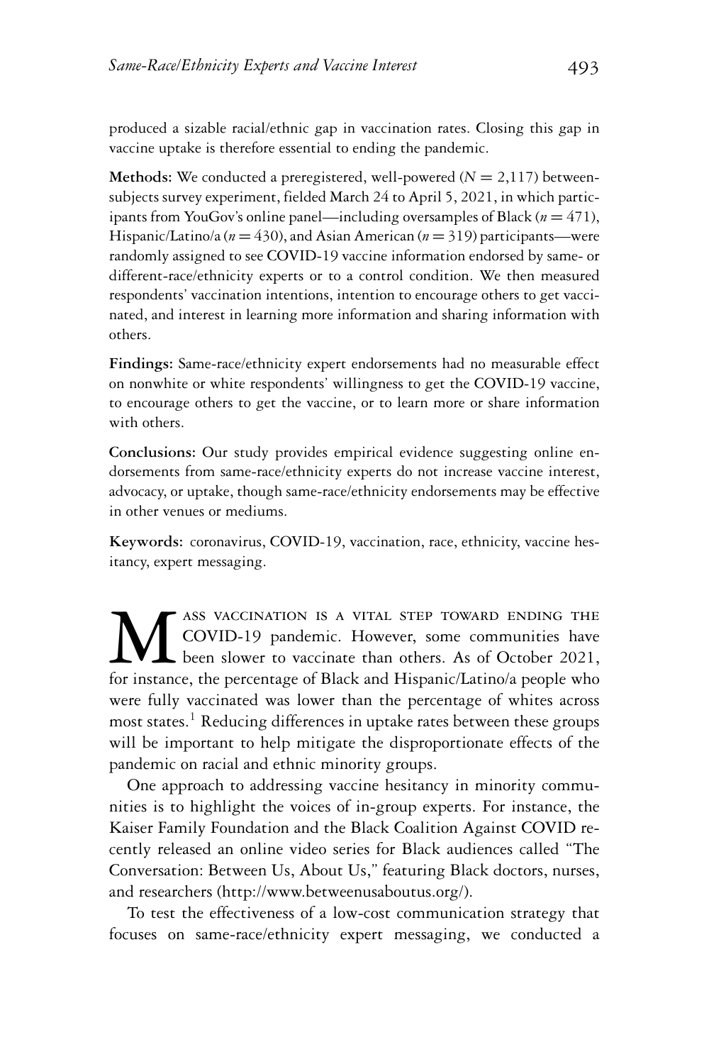produced a sizable racial/ethnic gap in vaccination rates. Closing this gap in vaccine uptake is therefore essential to ending the pandemic.

**Methods:** We conducted a preregistered, well-powered ($N = 2{,}117$) between-subjects survey experiment, fielded March 24 to April 5, 2021, in which participants from YouGov's online panel—including oversamples of Black ($n = 471$), Hispanic/Latino/a ($n = 430$), and Asian American ($n = 319$) participants—were randomly assigned to see COVID-19 vaccine information endorsed by same- or different-race/ethnicity experts or to a control condition. We then measured respondents' vaccination intentions, intention to encourage others to get vaccinated, and interest in learning more information and sharing information with others.

**Findings:** Same-race/ethnicity expert endorsements had no measurable effect on nonwhite or white respondents' willingness to get the COVID-19 vaccine, to encourage others to get the vaccine, or to learn more or share information with others.

**Conclusions:** Our study provides empirical evidence suggesting online endorsements from same-race/ethnicity experts do not increase vaccine interest, advocacy, or uptake, though same-race/ethnicity endorsements may be effective in other venues or mediums.

**Keywords:** coronavirus, COVID-19, vaccination, race, ethnicity, vaccine hesitancy, expert messaging.

Mass vaccination is a vital step toward ending the COVID-19 pandemic. However, some communities have been slower to vaccinate than others. As of October 2021, for instance, the percentage of Black and Hispanic/Latino/a people who were fully vaccinated was lower than the percentage of whites across most states.[1] Reducing differences in uptake rates between these groups will be important to help mitigate the disproportionate effects of the pandemic on racial and ethnic minority groups.

One approach to addressing vaccine hesitancy in minority communities is to highlight the voices of in-group experts. For instance, the Kaiser Family Foundation and the Black Coalition Against COVID recently released an online video series for Black audiences called "The Conversation: Between Us, About Us," featuring Black doctors, nurses, and researchers (http://www.betweenusaboutus.org/).

To test the effectiveness of a low-cost communication strategy that focuses on same-race/ethnicity expert messaging, we conducted a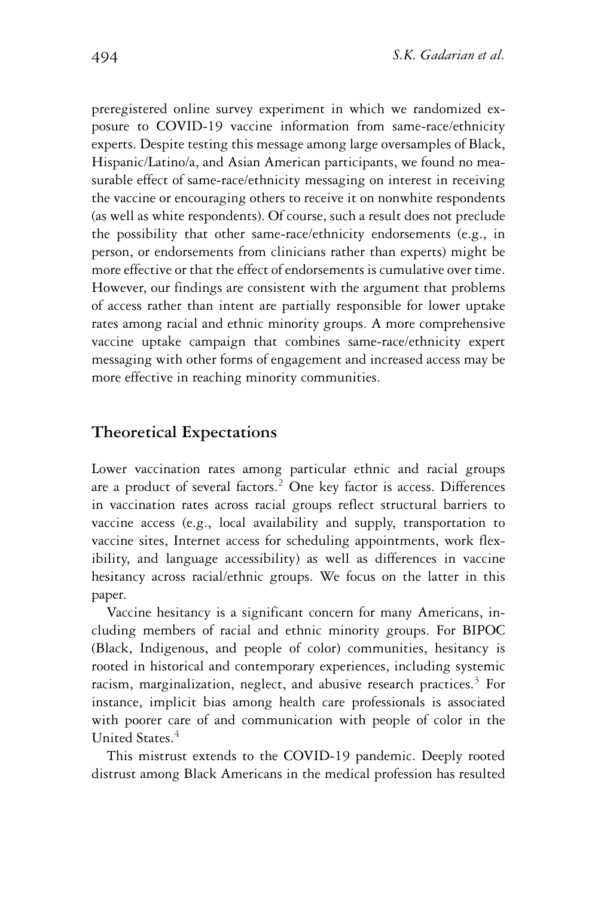preregistered online survey experiment in which we randomized exposure to COVID-19 vaccine information from same-race/ethnicity experts. Despite testing this message among large oversamples of Black, Hispanic/Latino/a, and Asian American participants, we found no measurable effect of same-race/ethnicity messaging on interest in receiving the vaccine or encouraging others to receive it on nonwhite respondents (as well as white respondents). Of course, such a result does not preclude the possibility that other same-race/ethnicity endorsements (e.g., in person, or endorsements from clinicians rather than experts) might be more effective or that the effect of endorsements is cumulative over time. However, our findings are consistent with the argument that problems of access rather than intent are partially responsible for lower uptake rates among racial and ethnic minority groups. A more comprehensive vaccine uptake campaign that combines same-race/ethnicity expert messaging with other forms of engagement and increased access may be more effective in reaching minority communities.

## Theoretical Expectations

Lower vaccination rates among particular ethnic and racial groups are a product of several factors.[2] One key factor is access. Differences in vaccination rates across racial groups reflect structural barriers to vaccine access (e.g., local availability and supply, transportation to vaccine sites, Internet access for scheduling appointments, work flexibility, and language accessibility) as well as differences in vaccine hesitancy across racial/ethnic groups. We focus on the latter in this paper.

Vaccine hesitancy is a significant concern for many Americans, including members of racial and ethnic minority groups. For BIPOC (Black, Indigenous, and people of color) communities, hesitancy is rooted in historical and contemporary experiences, including systemic racism, marginalization, neglect, and abusive research practices.[3] For instance, implicit bias among health care professionals is associated with poorer care of and communication with people of color in the United States.[4]

This mistrust extends to the COVID-19 pandemic. Deeply rooted distrust among Black Americans in the medical profession has resulted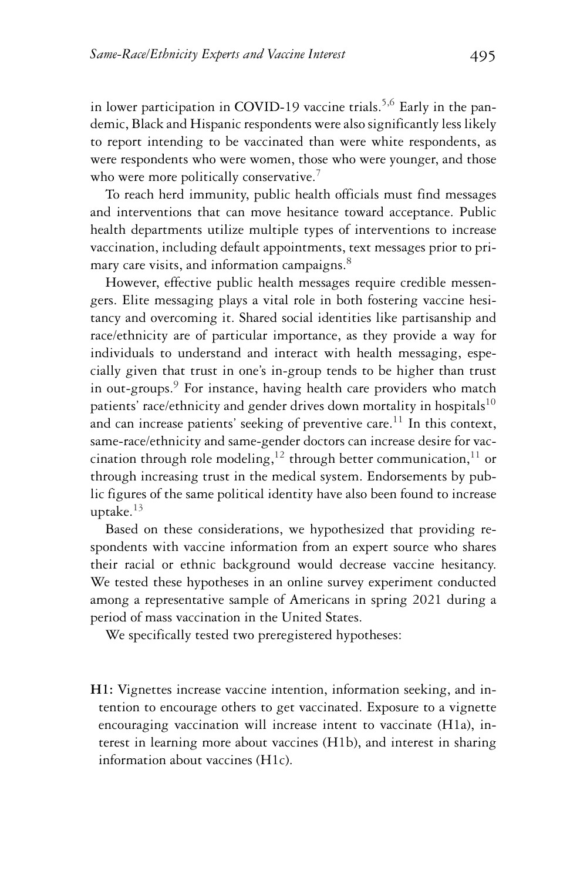in lower participation in COVID-19 vaccine trials.[5,6] Early in the pandemic, Black and Hispanic respondents were also significantly less likely to report intending to be vaccinated than were white respondents, as were respondents who were women, those who were younger, and those who were more politically conservative.[7]

To reach herd immunity, public health officials must find messages and interventions that can move hesitance toward acceptance. Public health departments utilize multiple types of interventions to increase vaccination, including default appointments, text messages prior to primary care visits, and information campaigns.[8]

However, effective public health messages require credible messengers. Elite messaging plays a vital role in both fostering vaccine hesitancy and overcoming it. Shared social identities like partisanship and race/ethnicity are of particular importance, as they provide a way for individuals to understand and interact with health messaging, especially given that trust in one's in-group tends to be higher than trust in out-groups.[9] For instance, having health care providers who match patients' race/ethnicity and gender drives down mortality in hospitals[10] and can increase patients' seeking of preventive care.[11] In this context, same-race/ethnicity and same-gender doctors can increase desire for vaccination through role modeling,[12] through better communication,[11] or through increasing trust in the medical system. Endorsements by public figures of the same political identity have also been found to increase uptake.[13]

Based on these considerations, we hypothesized that providing respondents with vaccine information from an expert source who shares their racial or ethnic background would decrease vaccine hesitancy. We tested these hypotheses in an online survey experiment conducted among a representative sample of Americans in spring 2021 during a period of mass vaccination in the United States.

We specifically tested two preregistered hypotheses:

**H1:** Vignettes increase vaccine intention, information seeking, and intention to encourage others to get vaccinated. Exposure to a vignette encouraging vaccination will increase intent to vaccinate (H1a), interest in learning more about vaccines (H1b), and interest in sharing information about vaccines (H1c).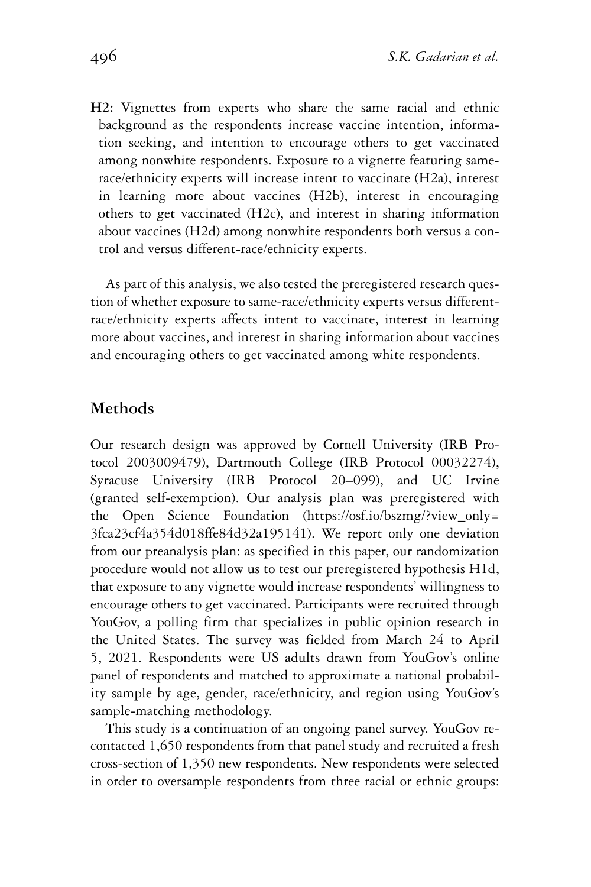**H2:** Vignettes from experts who share the same racial and ethnic background as the respondents increase vaccine intention, information seeking, and intention to encourage others to get vaccinated among nonwhite respondents. Exposure to a vignette featuring same-race/ethnicity experts will increase intent to vaccinate (H2a), interest in learning more about vaccines (H2b), interest in encouraging others to get vaccinated (H2c), and interest in sharing information about vaccines (H2d) among nonwhite respondents both versus a control and versus different-race/ethnicity experts.

As part of this analysis, we also tested the preregistered research question of whether exposure to same-race/ethnicity experts versus different-race/ethnicity experts affects intent to vaccinate, interest in learning more about vaccines, and interest in sharing information about vaccines and encouraging others to get vaccinated among white respondents.

## Methods

Our research design was approved by Cornell University (IRB Protocol 2003009479), Dartmouth College (IRB Protocol 00032274), Syracuse University (IRB Protocol 20–099), and UC Irvine (granted self-exemption). Our analysis plan was preregistered with the Open Science Foundation (https://osf.io/bszmg/?view_only=3fca23cf4a354d018ffe84d32a195141). We report only one deviation from our preanalysis plan: as specified in this paper, our randomization procedure would not allow us to test our preregistered hypothesis H1d, that exposure to any vignette would increase respondents' willingness to encourage others to get vaccinated. Participants were recruited through YouGov, a polling firm that specializes in public opinion research in the United States. The survey was fielded from March 24 to April 5, 2021. Respondents were US adults drawn from YouGov's online panel of respondents and matched to approximate a national probability sample by age, gender, race/ethnicity, and region using YouGov's sample-matching methodology.

This study is a continuation of an ongoing panel survey. YouGov recontacted 1,650 respondents from that panel study and recruited a fresh cross-section of 1,350 new respondents. New respondents were selected in order to oversample respondents from three racial or ethnic groups: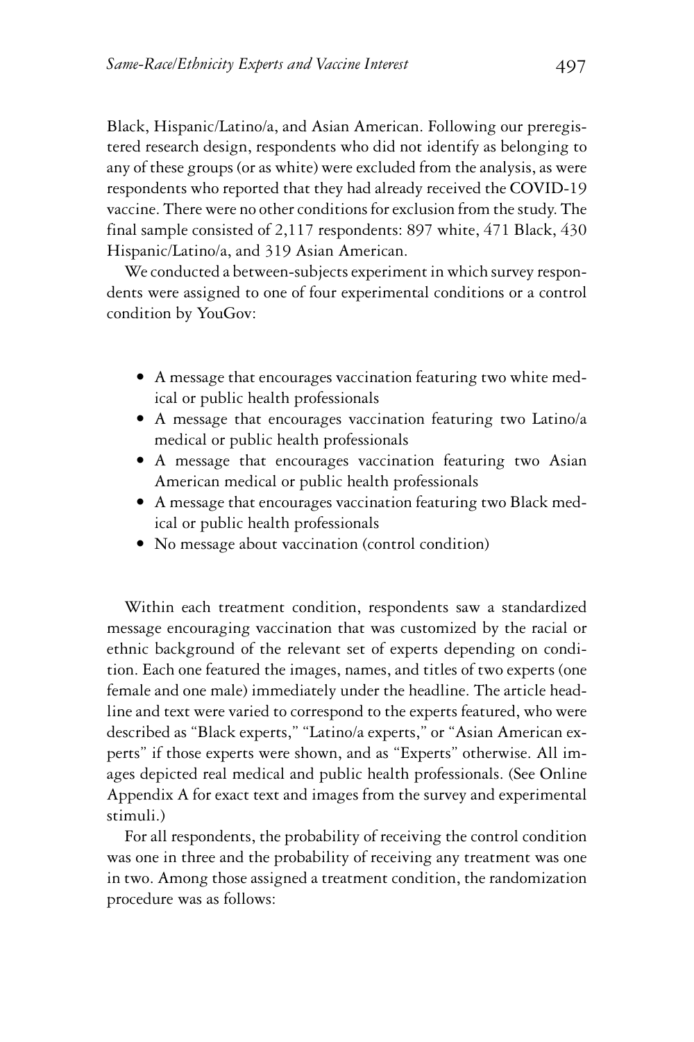Black, Hispanic/Latino/a, and Asian American. Following our preregistered research design, respondents who did not identify as belonging to any of these groups (or as white) were excluded from the analysis, as were respondents who reported that they had already received the COVID-19 vaccine. There were no other conditions for exclusion from the study. The final sample consisted of 2,117 respondents: 897 white, 471 Black, 430 Hispanic/Latino/a, and 319 Asian American.

We conducted a between-subjects experiment in which survey respondents were assigned to one of four experimental conditions or a control condition by YouGov:

- A message that encourages vaccination featuring two white medical or public health professionals
- A message that encourages vaccination featuring two Latino/a medical or public health professionals
- A message that encourages vaccination featuring two Asian American medical or public health professionals
- A message that encourages vaccination featuring two Black medical or public health professionals
- No message about vaccination (control condition)

Within each treatment condition, respondents saw a standardized message encouraging vaccination that was customized by the racial or ethnic background of the relevant set of experts depending on condition. Each one featured the images, names, and titles of two experts (one female and one male) immediately under the headline. The article headline and text were varied to correspond to the experts featured, who were described as "Black experts," "Latino/a experts," or "Asian American experts" if those experts were shown, and as "Experts" otherwise. All images depicted real medical and public health professionals. (See Online Appendix A for exact text and images from the survey and experimental stimuli.)

For all respondents, the probability of receiving the control condition was one in three and the probability of receiving any treatment was one in two. Among those assigned a treatment condition, the randomization procedure was as follows: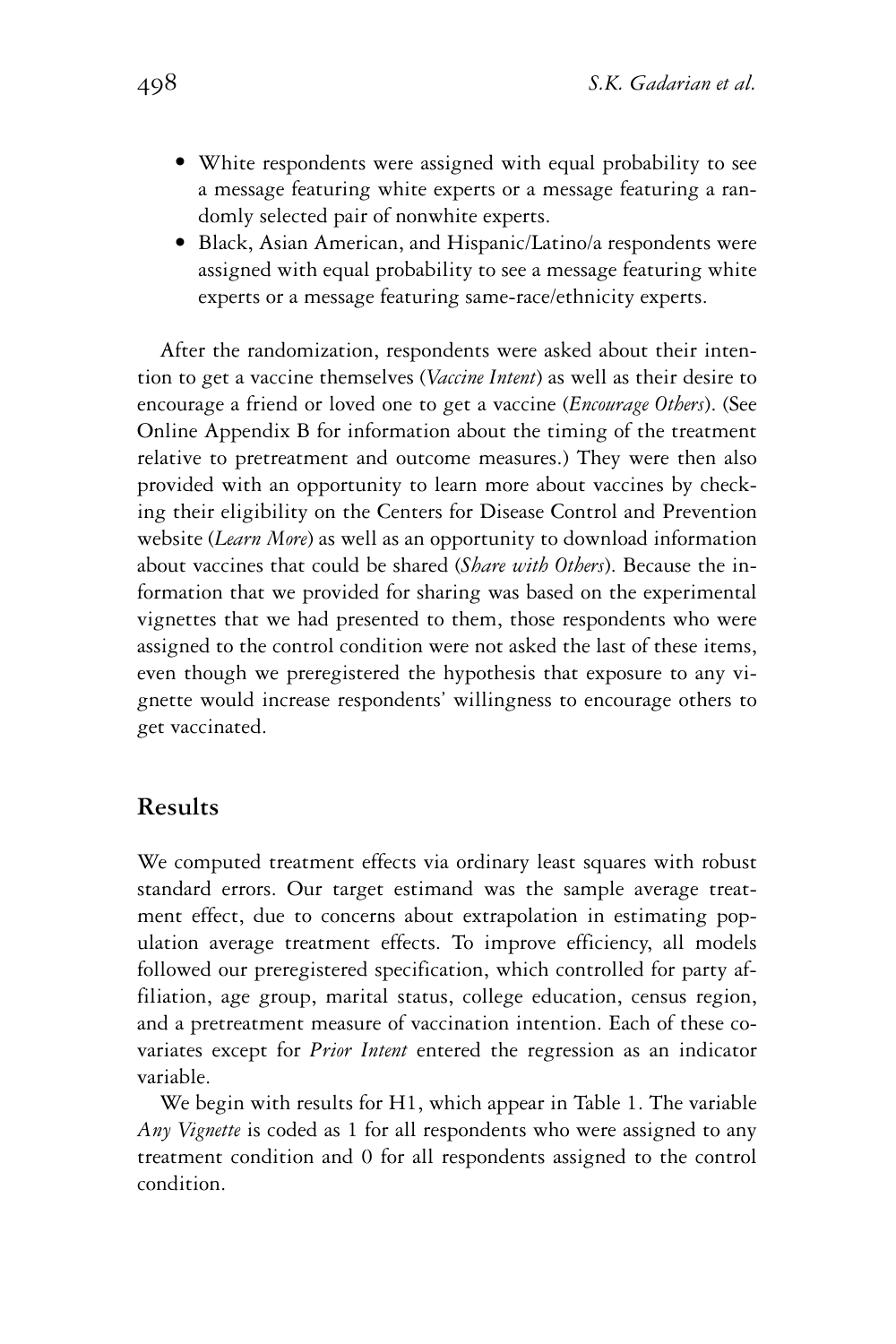- White respondents were assigned with equal probability to see a message featuring white experts or a message featuring a randomly selected pair of nonwhite experts.
- Black, Asian American, and Hispanic/Latino/a respondents were assigned with equal probability to see a message featuring white experts or a message featuring same-race/ethnicity experts.

After the randomization, respondents were asked about their intention to get a vaccine themselves (*Vaccine Intent*) as well as their desire to encourage a friend or loved one to get a vaccine (*Encourage Others*). (See Online Appendix B for information about the timing of the treatment relative to pretreatment and outcome measures.) They were then also provided with an opportunity to learn more about vaccines by checking their eligibility on the Centers for Disease Control and Prevention website (*Learn More*) as well as an opportunity to download information about vaccines that could be shared (*Share with Others*). Because the information that we provided for sharing was based on the experimental vignettes that we had presented to them, those respondents who were assigned to the control condition were not asked the last of these items, even though we preregistered the hypothesis that exposure to any vignette would increase respondents' willingness to encourage others to get vaccinated.

## Results

We computed treatment effects via ordinary least squares with robust standard errors. Our target estimand was the sample average treatment effect, due to concerns about extrapolation in estimating population average treatment effects. To improve efficiency, all models followed our preregistered specification, which controlled for party affiliation, age group, marital status, college education, census region, and a pretreatment measure of vaccination intention. Each of these covariates except for *Prior Intent* entered the regression as an indicator variable.

We begin with results for H1, which appear in Table 1. The variable *Any Vignette* is coded as 1 for all respondents who were assigned to any treatment condition and 0 for all respondents assigned to the control condition.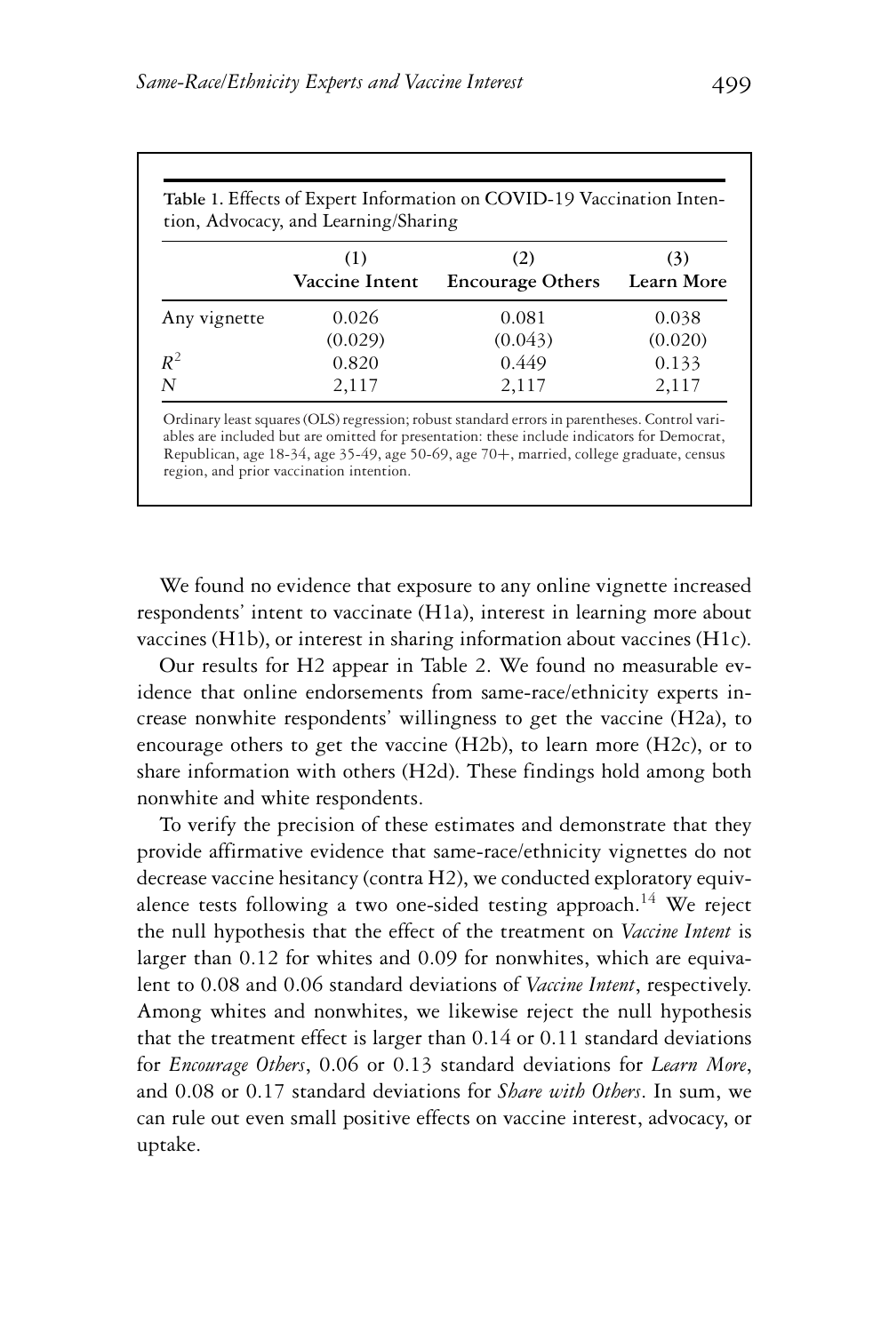**Table 1.** Effects of Expert Information on COVID-19 Vaccination Intention, Advocacy, and Learning/Sharing

| | (1) Vaccine Intent | (2) Encourage Others | (3) Learn More |
|---|---|---|---|
| Any vignette | 0.026 | 0.081 | 0.038 |
| | (0.029) | (0.043) | (0.020) |
| $R^2$ | 0.820 | 0.449 | 0.133 |
| $N$ | 2,117 | 2,117 | 2,117 |

Ordinary least squares (OLS) regression; robust standard errors in parentheses. Control variables are included but are omitted for presentation: these include indicators for Democrat, Republican, age 18-34, age 35-49, age 50-69, age 70+, married, college graduate, census region, and prior vaccination intention.

We found no evidence that exposure to any online vignette increased respondents' intent to vaccinate (H1a), interest in learning more about vaccines (H1b), or interest in sharing information about vaccines (H1c).

Our results for H2 appear in Table 2. We found no measurable evidence that online endorsements from same-race/ethnicity experts increase nonwhite respondents' willingness to get the vaccine (H2a), to encourage others to get the vaccine (H2b), to learn more (H2c), or to share information with others (H2d). These findings hold among both nonwhite and white respondents.

To verify the precision of these estimates and demonstrate that they provide affirmative evidence that same-race/ethnicity vignettes do not decrease vaccine hesitancy (contra H2), we conducted exploratory equivalence tests following a two one-sided testing approach.[14] We reject the null hypothesis that the effect of the treatment on *Vaccine Intent* is larger than 0.12 for whites and 0.09 for nonwhites, which are equivalent to 0.08 and 0.06 standard deviations of *Vaccine Intent*, respectively. Among whites and nonwhites, we likewise reject the null hypothesis that the treatment effect is larger than 0.14 or 0.11 standard deviations for *Encourage Others*, 0.06 or 0.13 standard deviations for *Learn More*, and 0.08 or 0.17 standard deviations for *Share with Others*. In sum, we can rule out even small positive effects on vaccine interest, advocacy, or uptake.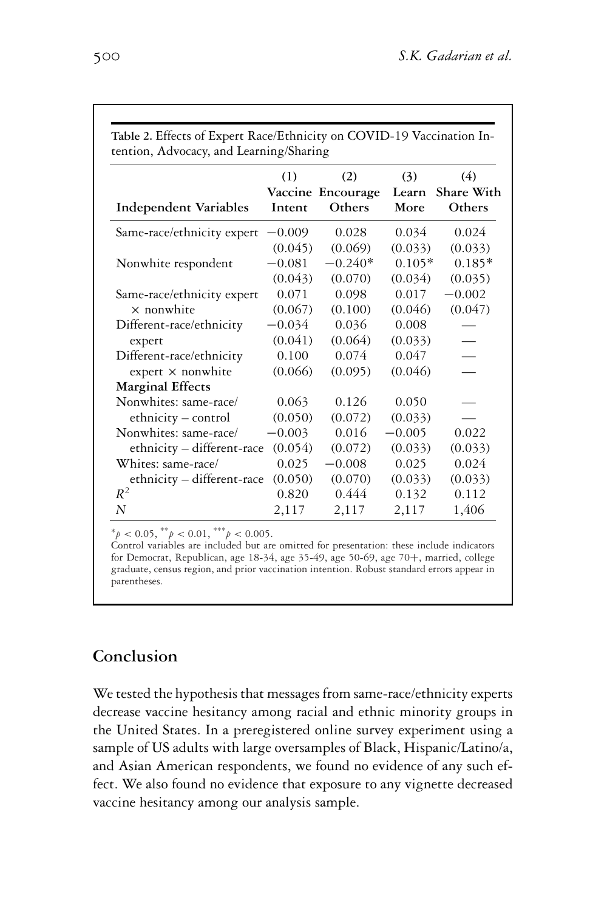**Table 2.** Effects of Expert Race/Ethnicity on COVID-19 Vaccination Intention, Advocacy, and Learning/Sharing

| Independent Variables | (1) Vaccine Intent | (2) Encourage Others | (3) Learn More | (4) Share With Others |
|---|---|---|---|---|
| Same-race/ethnicity expert | −0.009 | 0.028 | 0.034 | 0.024 |
| | (0.045) | (0.069) | (0.033) | (0.033) |
| Nonwhite respondent | −0.081 | −0.240* | 0.105* | 0.185* |
| | (0.043) | (0.070) | (0.034) | (0.035) |
| Same-race/ethnicity expert × nonwhite | 0.071 | 0.098 | 0.017 | −0.002 |
| | (0.067) | (0.100) | (0.046) | (0.047) |
| Different-race/ethnicity expert | −0.034 | 0.036 | 0.008 | — |
| | (0.041) | (0.064) | (0.033) | — |
| Different-race/ethnicity expert × nonwhite | 0.100 | 0.074 | 0.047 | — |
| | (0.066) | (0.095) | (0.046) | — |
| **Marginal Effects** | | | | |
| Nonwhites: same-race/ethnicity – control | 0.063 | 0.126 | 0.050 | — |
| | (0.050) | (0.072) | (0.033) | — |
| Nonwhites: same-race/ethnicity – different-race | −0.003 | 0.016 | −0.005 | 0.022 |
| | (0.054) | (0.072) | (0.033) | (0.033) |
| Whites: same-race/ethnicity – different-race | 0.025 | −0.008 | 0.025 | 0.024 |
| | (0.050) | (0.070) | (0.033) | (0.033) |
| $R^2$ | 0.820 | 0.444 | 0.132 | 0.112 |
| $N$ | 2,117 | 2,117 | 2,117 | 1,406 |

$^{*}p < 0.05$, $^{**}p < 0.01$, $^{***}p < 0.005$.

Control variables are included but are omitted for presentation: these include indicators for Democrat, Republican, age 18-34, age 35-49, age 50-69, age 70+, married, college graduate, census region, and prior vaccination intention. Robust standard errors appear in parentheses.

## Conclusion

We tested the hypothesis that messages from same-race/ethnicity experts decrease vaccine hesitancy among racial and ethnic minority groups in the United States. In a preregistered online survey experiment using a sample of US adults with large oversamples of Black, Hispanic/Latino/a, and Asian American respondents, we found no evidence of any such effect. We also found no evidence that exposure to any vignette decreased vaccine hesitancy among our analysis sample.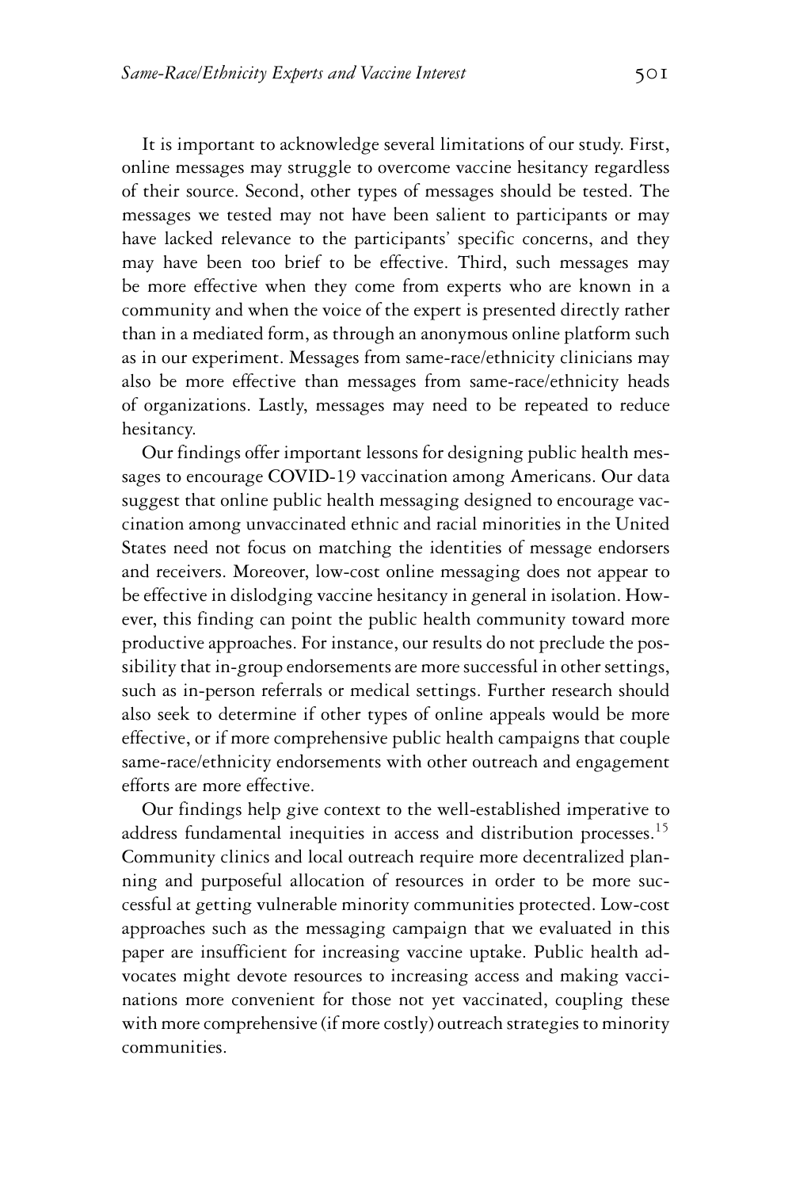It is important to acknowledge several limitations of our study. First, online messages may struggle to overcome vaccine hesitancy regardless of their source. Second, other types of messages should be tested. The messages we tested may not have been salient to participants or may have lacked relevance to the participants' specific concerns, and they may have been too brief to be effective. Third, such messages may be more effective when they come from experts who are known in a community and when the voice of the expert is presented directly rather than in a mediated form, as through an anonymous online platform such as in our experiment. Messages from same-race/ethnicity clinicians may also be more effective than messages from same-race/ethnicity heads of organizations. Lastly, messages may need to be repeated to reduce hesitancy.

Our findings offer important lessons for designing public health messages to encourage COVID-19 vaccination among Americans. Our data suggest that online public health messaging designed to encourage vaccination among unvaccinated ethnic and racial minorities in the United States need not focus on matching the identities of message endorsers and receivers. Moreover, low-cost online messaging does not appear to be effective in dislodging vaccine hesitancy in general in isolation. However, this finding can point the public health community toward more productive approaches. For instance, our results do not preclude the possibility that in-group endorsements are more successful in other settings, such as in-person referrals or medical settings. Further research should also seek to determine if other types of online appeals would be more effective, or if more comprehensive public health campaigns that couple same-race/ethnicity endorsements with other outreach and engagement efforts are more effective.

Our findings help give context to the well-established imperative to address fundamental inequities in access and distribution processes.[15] Community clinics and local outreach require more decentralized planning and purposeful allocation of resources in order to be more successful at getting vulnerable minority communities protected. Low-cost approaches such as the messaging campaign that we evaluated in this paper are insufficient for increasing vaccine uptake. Public health advocates might devote resources to increasing access and making vaccinations more convenient for those not yet vaccinated, coupling these with more comprehensive (if more costly) outreach strategies to minority communities.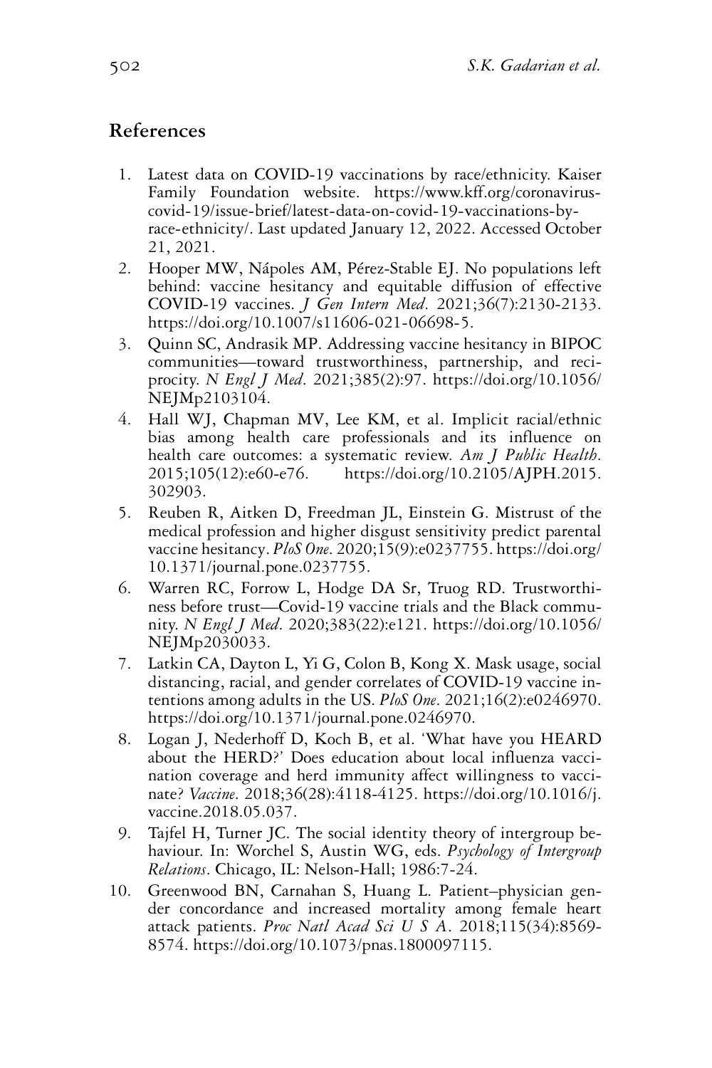## References

1. Latest data on COVID-19 vaccinations by race/ethnicity. Kaiser Family Foundation website. https://www.kff.org/coronavirus-covid-19/issue-brief/latest-data-on-covid-19-vaccinations-by-race-ethnicity/. Last updated January 12, 2022. Accessed October 21, 2021.
2. Hooper MW, Nápoles AM, Pérez-Stable EJ. No populations left behind: vaccine hesitancy and equitable diffusion of effective COVID-19 vaccines. *J Gen Intern Med*. 2021;36(7):2130-2133. https://doi.org/10.1007/s11606-021-06698-5.
3. Quinn SC, Andrasik MP. Addressing vaccine hesitancy in BIPOC communities—toward trustworthiness, partnership, and reciprocity. *N Engl J Med*. 2021;385(2):97. https://doi.org/10.1056/NEJMp2103104.
4. Hall WJ, Chapman MV, Lee KM, et al. Implicit racial/ethnic bias among health care professionals and its influence on health care outcomes: a systematic review. *Am J Public Health*. 2015;105(12):e60-e76. https://doi.org/10.2105/AJPH.2015.302903.
5. Reuben R, Aitken D, Freedman JL, Einstein G. Mistrust of the medical profession and higher disgust sensitivity predict parental vaccine hesitancy. *PloS One*. 2020;15(9):e0237755. https://doi.org/10.1371/journal.pone.0237755.
6. Warren RC, Forrow L, Hodge DA Sr, Truog RD. Trustworthiness before trust—Covid-19 vaccine trials and the Black community. *N Engl J Med*. 2020;383(22):e121. https://doi.org/10.1056/NEJMp2030033.
7. Latkin CA, Dayton L, Yi G, Colon B, Kong X. Mask usage, social distancing, racial, and gender correlates of COVID-19 vaccine intentions among adults in the US. *PloS One*. 2021;16(2):e0246970. https://doi.org/10.1371/journal.pone.0246970.
8. Logan J, Nederhoff D, Koch B, et al. 'What have you HEARD about the HERD?' Does education about local influenza vaccination coverage and herd immunity affect willingness to vaccinate? *Vaccine*. 2018;36(28):4118-4125. https://doi.org/10.1016/j.vaccine.2018.05.037.
9. Tajfel H, Turner JC. The social identity theory of intergroup behaviour. In: Worchel S, Austin WG, eds. *Psychology of Intergroup Relations*. Chicago, IL: Nelson-Hall; 1986:7-24.
10. Greenwood BN, Carnahan S, Huang L. Patient–physician gender concordance and increased mortality among female heart attack patients. *Proc Natl Acad Sci U S A*. 2018;115(34):8569-8574. https://doi.org/10.1073/pnas.1800097115.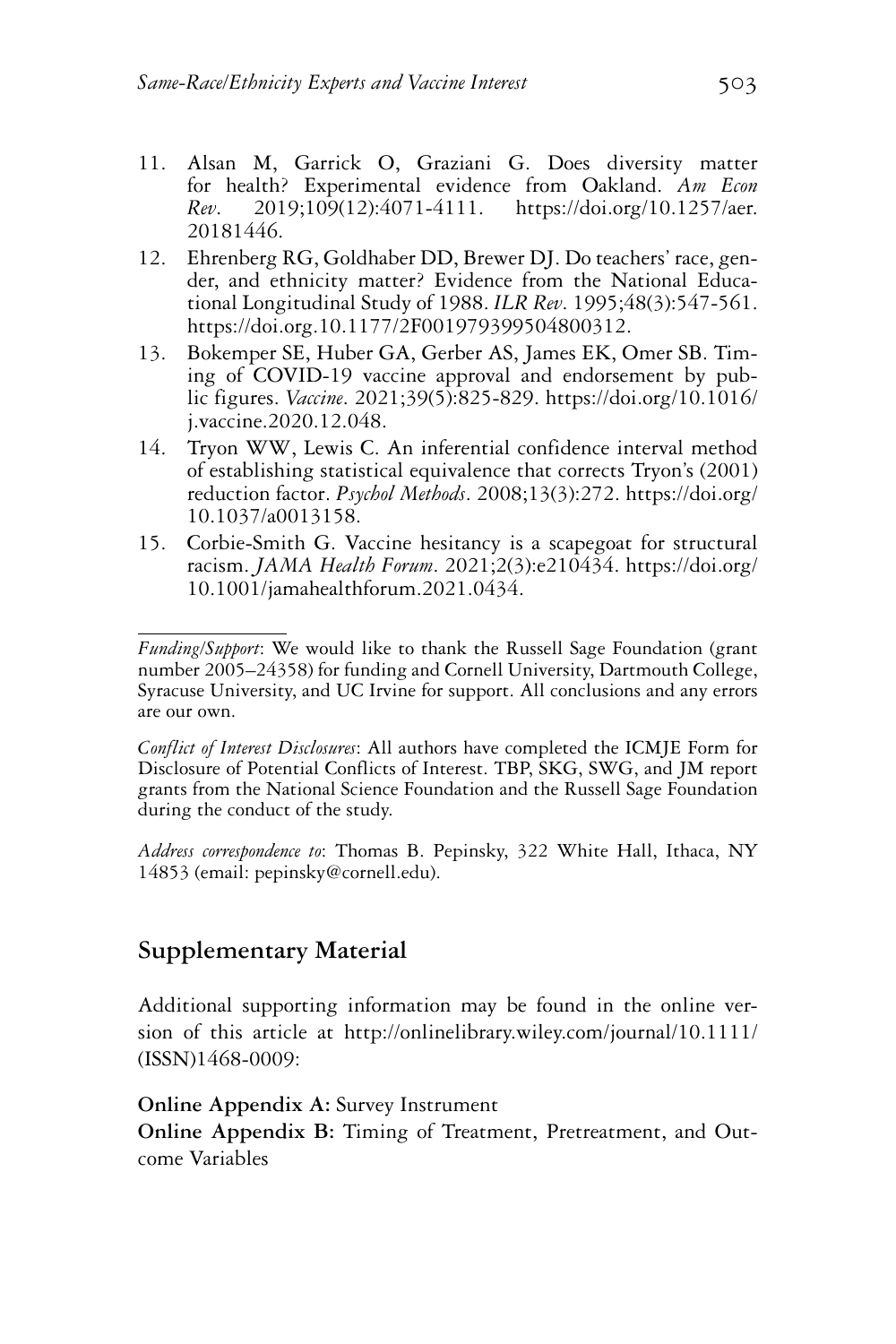11. Alsan M, Garrick O, Graziani G. Does diversity matter for health? Experimental evidence from Oakland. *Am Econ Rev*. 2019;109(12):4071-4111. https://doi.org/10.1257/aer.20181446.
12. Ehrenberg RG, Goldhaber DD, Brewer DJ. Do teachers' race, gender, and ethnicity matter? Evidence from the National Educational Longitudinal Study of 1988. *ILR Rev*. 1995;48(3):547-561. https://doi.org.10.1177/2F001979399504800312.
13. Bokemper SE, Huber GA, Gerber AS, James EK, Omer SB. Timing of COVID-19 vaccine approval and endorsement by public figures. *Vaccine*. 2021;39(5):825-829. https://doi.org/10.1016/j.vaccine.2020.12.048.
14. Tryon WW, Lewis C. An inferential confidence interval method of establishing statistical equivalence that corrects Tryon's (2001) reduction factor. *Psychol Methods*. 2008;13(3):272. https://doi.org/10.1037/a0013158.
15. Corbie-Smith G. Vaccine hesitancy is a scapegoat for structural racism. *JAMA Health Forum*. 2021;2(3):e210434. https://doi.org/10.1001/jamahealthforum.2021.0434.

---

*Funding/Support*: We would like to thank the Russell Sage Foundation (grant number 2005–24358) for funding and Cornell University, Dartmouth College, Syracuse University, and UC Irvine for support. All conclusions and any errors are our own.

*Conflict of Interest Disclosures*: All authors have completed the ICMJE Form for Disclosure of Potential Conflicts of Interest. TBP, SKG, SWG, and JM report grants from the National Science Foundation and the Russell Sage Foundation during the conduct of the study.

*Address correspondence to*: Thomas B. Pepinsky, 322 White Hall, Ithaca, NY 14853 (email: pepinsky@cornell.edu).

## Supplementary Material

Additional supporting information may be found in the online version of this article at http://onlinelibrary.wiley.com/journal/10.1111/(ISSN)1468-0009:

**Online Appendix A:** Survey Instrument
**Online Appendix B:** Timing of Treatment, Pretreatment, and Outcome Variables